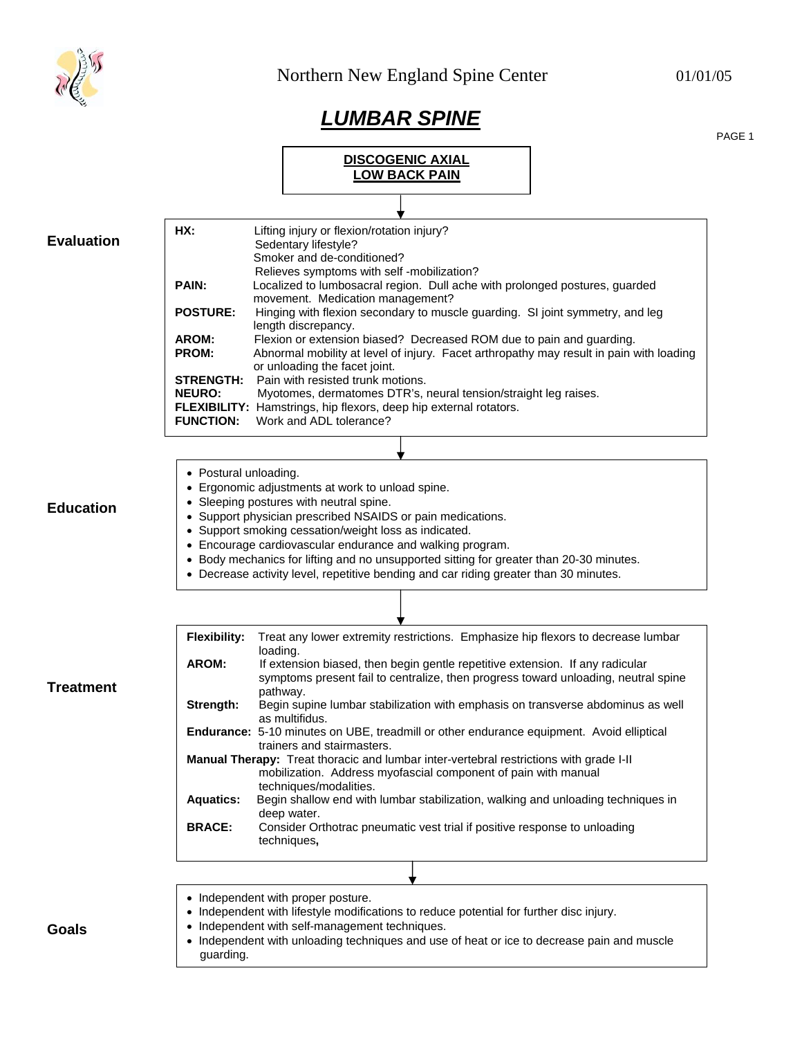Northern New England Spine Center 01/01/05

# *LUMBAR SPINE*

## DISCOGENIC AXIAL LOW BACK PAIN

### Evaluation

**HX:** Lifting injury or flexion/rotation injury? Sedentary lifestyle? Smoker and de-conditioned? Relieves symptoms with self -mobilization?

**PAIN:** Localized to lumbosacral region. Dull ache with prolonged postures, guarded movement. Medication management?

**POSTURE:** Hinging with flexion secondary to muscle guarding. SI joint symmetry, and leg length discrepancy.

**AROM:** Flexion or extension biased? Decreased ROM due to pain and guarding.

**PROM:** Abnormal mobility at level of injury. Facet arthropathy may result in pain with loading or unloading the facet joint.

**STRENGTH:** Pain with resisted trunk motions.

**NEURO:** Myotomes, dermatomes DTR's, neural tension/straight leg raises.

**FLEXIBILITY:** Hamstrings, hip flexors, deep hip external rotators.

**FUNCTION:** Work and ADL tolerance?

### Education

- Postural unloading.
- Ergonomic adjustments at work to unload spine.
- Sleeping postures with neutral spine.
- Support physician prescribed NSAIDS or pain medications.
- Support smoking cessation/weight loss as indicated.
- Encourage cardiovascular endurance and walking program.
- Body mechanics for lifting and no unsupported sitting for greater than 20-30 minutes.
- Decrease activity level, repetitive bending and car riding greater than 30 minutes.

### Treatment

**Flexibility:** Treat any lower extremity restrictions. Emphasize hip flexors to decrease lumbar loading.

**AROM:** If extension biased, then begin gentle repetitive extension. If any radicular symptoms present fail to centralize, then progress toward unloading, neutral spine pathway.

**Strength:** Begin supine lumbar stabilization with emphasis on transverse abdominus as well as multifidus.

**Endurance:** 5-10 minutes on UBE, treadmill or other endurance equipment. Avoid elliptical trainers and stairmasters.

**Manual Therapy:** Treat thoracic and lumbar inter-vertebral restrictions with grade I-II mobilization. Address myofascial component of pain with manual techniques/modalities.

**Aquatics:** Begin shallow end with lumbar stabilization, walking and unloading techniques in deep water.

**BRACE:** Consider Orthotrac pneumatic vest trial if positive response to unloading techniques**,**

### Goals

- Independent with proper posture.
- Independent with lifestyle modifications to reduce potential for further disc injury.
- Independent with self-management techniques.
- Independent with unloading techniques and use of heat or ice to decrease pain and muscle guarding.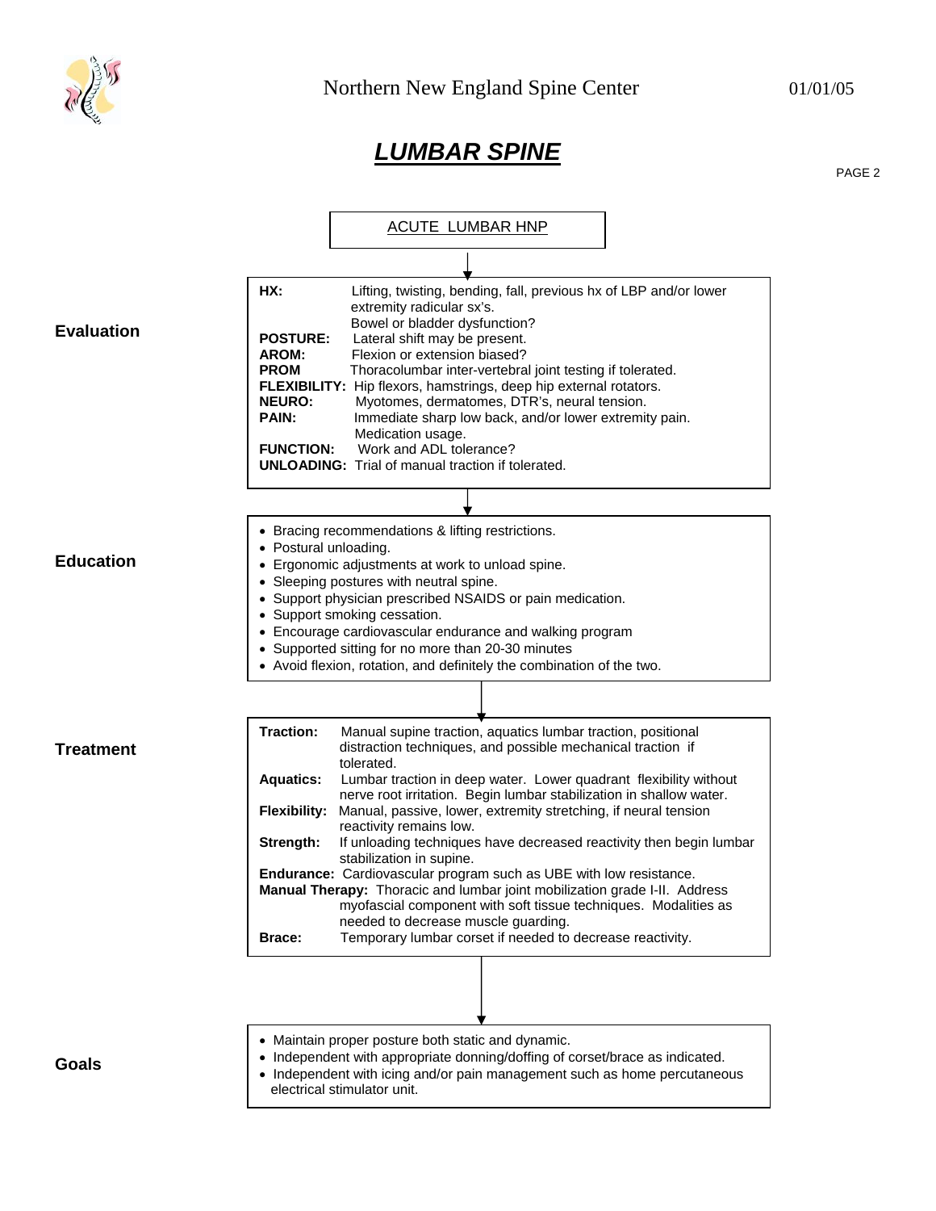## LUMBAR SPINE

### ACUTE LUMBAR HNP

**Evaluation**

**HX:** Lifting, twisting, bending, fall, previous hx of LBP and/or lower extremity radicular sx's. Bowel or bladder dysfunction?
**POSTURE:** Lateral shift may be present.
**AROM:** Flexion or extension biased?
**PROM** Thoracolumbar inter-vertebral joint testing if tolerated.
**FLEXIBILITY:** Hip flexors, hamstrings, deep hip external rotators.
**NEURO:** Myotomes, dermatomes, DTR's, neural tension.
**PAIN:** Immediate sharp low back, and/or lower extremity pain. Medication usage.
**FUNCTION:** Work and ADL tolerance?
**UNLOADING:** Trial of manual traction if tolerated.

**Education**

- Bracing recommendations & lifting restrictions.
- Postural unloading.
- Ergonomic adjustments at work to unload spine.
- Sleeping postures with neutral spine.
- Support physician prescribed NSAIDS or pain medication.
- Support smoking cessation.
- Encourage cardiovascular endurance and walking program
- Supported sitting for no more than 20-30 minutes
- Avoid flexion, rotation, and definitely the combination of the two.

**Treatment**

**Traction:** Manual supine traction, aquatics lumbar traction, positional distraction techniques, and possible mechanical traction if tolerated.
**Aquatics:** Lumbar traction in deep water. Lower quadrant flexibility without nerve root irritation. Begin lumbar stabilization in shallow water.
**Flexibility:** Manual, passive, lower, extremity stretching, if neural tension reactivity remains low.
**Strength:** If unloading techniques have decreased reactivity then begin lumbar stabilization in supine.
**Endurance:** Cardiovascular program such as UBE with low resistance.
**Manual Therapy:** Thoracic and lumbar joint mobilization grade I-II. Address myofascial component with soft tissue techniques. Modalities as needed to decrease muscle guarding.
**Brace:** Temporary lumbar corset if needed to decrease reactivity.

**Goals**

- Maintain proper posture both static and dynamic.
- Independent with appropriate donning/doffing of corset/brace as indicated.
- Independent with icing and/or pain management such as home percutaneous electrical stimulator unit.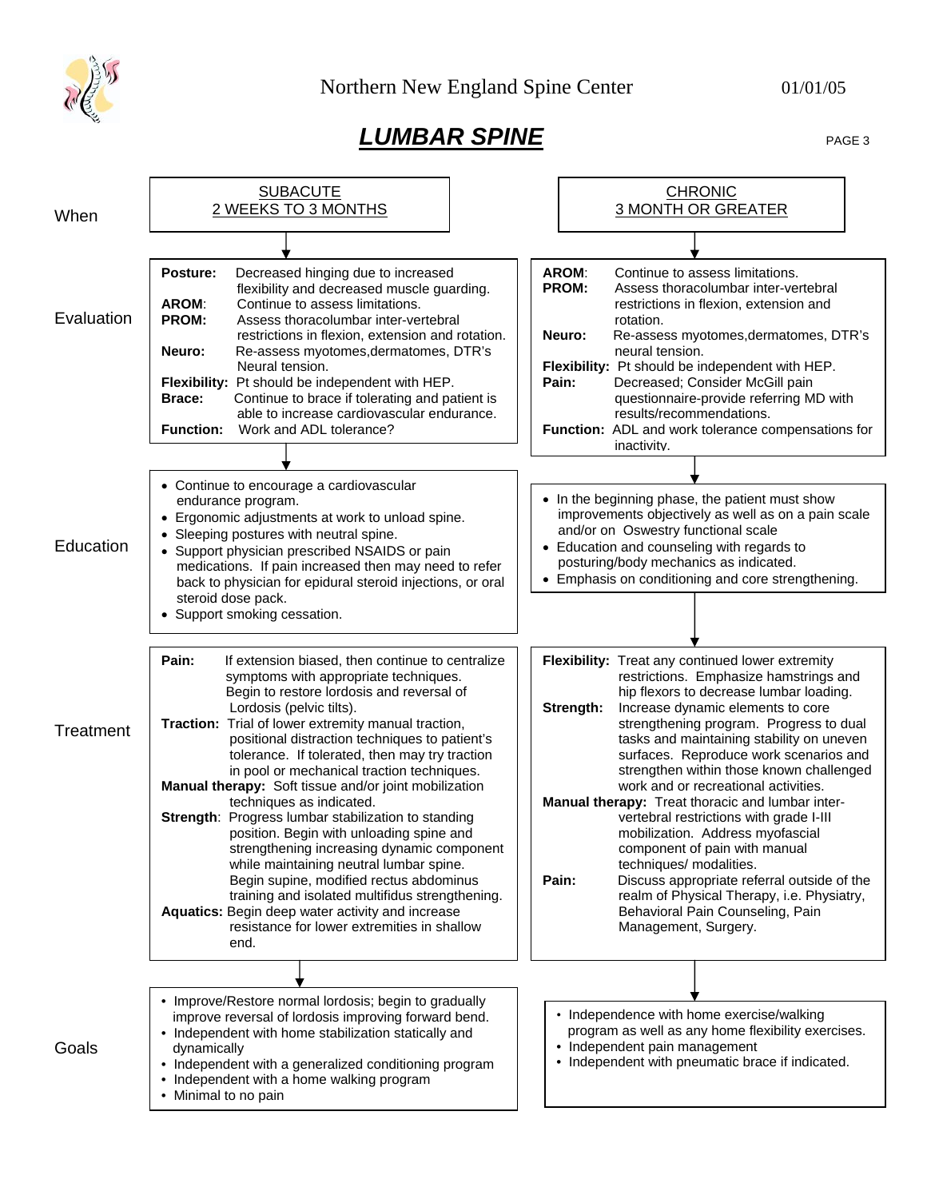Northern New England Spine Center

01/01/05

# *LUMBAR SPINE*

| | SUBACUTE 2 WEEKS TO 3 MONTHS | CHRONIC 3 MONTH OR GREATER |
| --- | --- | --- |
| **Evaluation** | **Posture:** Decreased hinging due to increased flexibility and decreased muscle guarding.<br>**AROM**: Continue to assess limitations.<br>**PROM:** Assess thoracolumbar inter-vertebral restrictions in flexion, extension and rotation.<br>**Neuro:** Re-assess myotomes,dermatomes, DTR's Neural tension.<br>**Flexibility:** Pt should be independent with HEP.<br>**Brace:** Continue to brace if tolerating and patient is able to increase cardiovascular endurance.<br>**Function:** Work and ADL tolerance? | **AROM**: Continue to assess limitations.<br>**PROM:** Assess thoracolumbar inter-vertebral restrictions in flexion, extension and rotation.<br>**Neuro:** Re-assess myotomes,dermatomes, DTR's neural tension.<br>**Flexibility:** Pt should be independent with HEP.<br>**Pain:** Decreased; Consider McGill pain questionnaire-provide referring MD with results/recommendations.<br>**Function:** ADL and work tolerance compensations for inactivity. |
| **Education** | • Continue to encourage a cardiovascular endurance program.<br>• Ergonomic adjustments at work to unload spine.<br>• Sleeping postures with neutral spine.<br>• Support physician prescribed NSAIDS or pain medications. If pain increased then may need to refer back to physician for epidural steroid injections, or oral steroid dose pack.<br>• Support smoking cessation. | • In the beginning phase, the patient must show improvements objectively as well as on a pain scale and/or on Oswestry functional scale<br>• Education and counseling with regards to posturing/body mechanics as indicated.<br>• Emphasis on conditioning and core strengthening. |
| **Treatment** | **Pain:** If extension biased, then continue to centralize symptoms with appropriate techniques. Begin to restore lordosis and reversal of Lordosis (pelvic tilts).<br>**Traction:** Trial of lower extremity manual traction, positional distraction techniques to patient's tolerance. If tolerated, then may try traction in pool or mechanical traction techniques.<br>**Manual therapy:** Soft tissue and/or joint mobilization techniques as indicated.<br>**Strength**: Progress lumbar stabilization to standing position. Begin with unloading spine and strengthening increasing dynamic component while maintaining neutral lumbar spine. Begin supine, modified rectus abdominus training and isolated multifidus strengthening.<br>**Aquatics:** Begin deep water activity and increase resistance for lower extremities in shallow end. | **Flexibility:** Treat any continued lower extremity restrictions. Emphasize hamstrings and hip flexors to decrease lumbar loading.<br>**Strength:** Increase dynamic elements to core strengthening program. Progress to dual tasks and maintaining stability on uneven surfaces. Reproduce work scenarios and strengthen within those known challenged work and or recreational activities.<br>**Manual therapy:** Treat thoracic and lumbar inter-vertebral restrictions with grade I-III mobilization. Address myofascial component of pain with manual techniques/ modalities.<br>**Pain:** Discuss appropriate referral outside of the realm of Physical Therapy, i.e. Physiatry, Behavioral Pain Counseling, Pain Management, Surgery. |
| **Goals** | • Improve/Restore normal lordosis; begin to gradually improve reversal of lordosis improving forward bend.<br>• Independent with home stabilization statically and dynamically<br>• Independent with a generalized conditioning program<br>• Independent with a home walking program<br>• Minimal to no pain | • Independence with home exercise/walking program as well as any home flexibility exercises.<br>• Independent pain management<br>• Independent with pneumatic brace if indicated. |